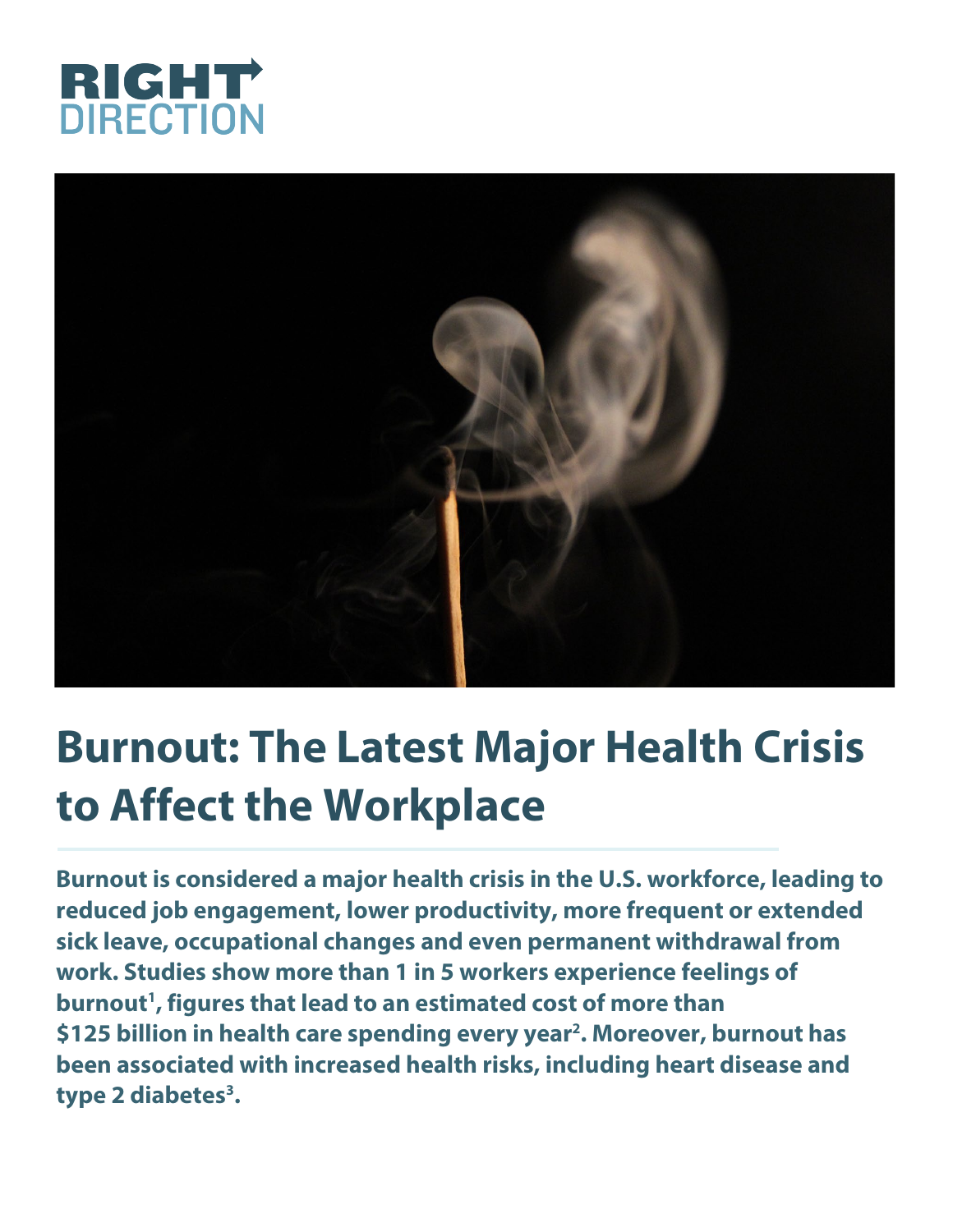RIGHT DIRECTION

# Burnout: The Latest Major Health Crisis to Affect the Workplace

**Burnout is considered a major health crisis in the U.S. workforce, leading to reduced job engagement, lower productivity, more frequent or extended sick leave, occupational changes and even permanent withdrawal from work. Studies show more than 1 in 5 workers experience feelings of burnout[1], figures that lead to an estimated cost of more than $125 billion in health care spending every year[2]. Moreover, burnout has been associated with increased health risks, including heart disease and type 2 diabetes[3].**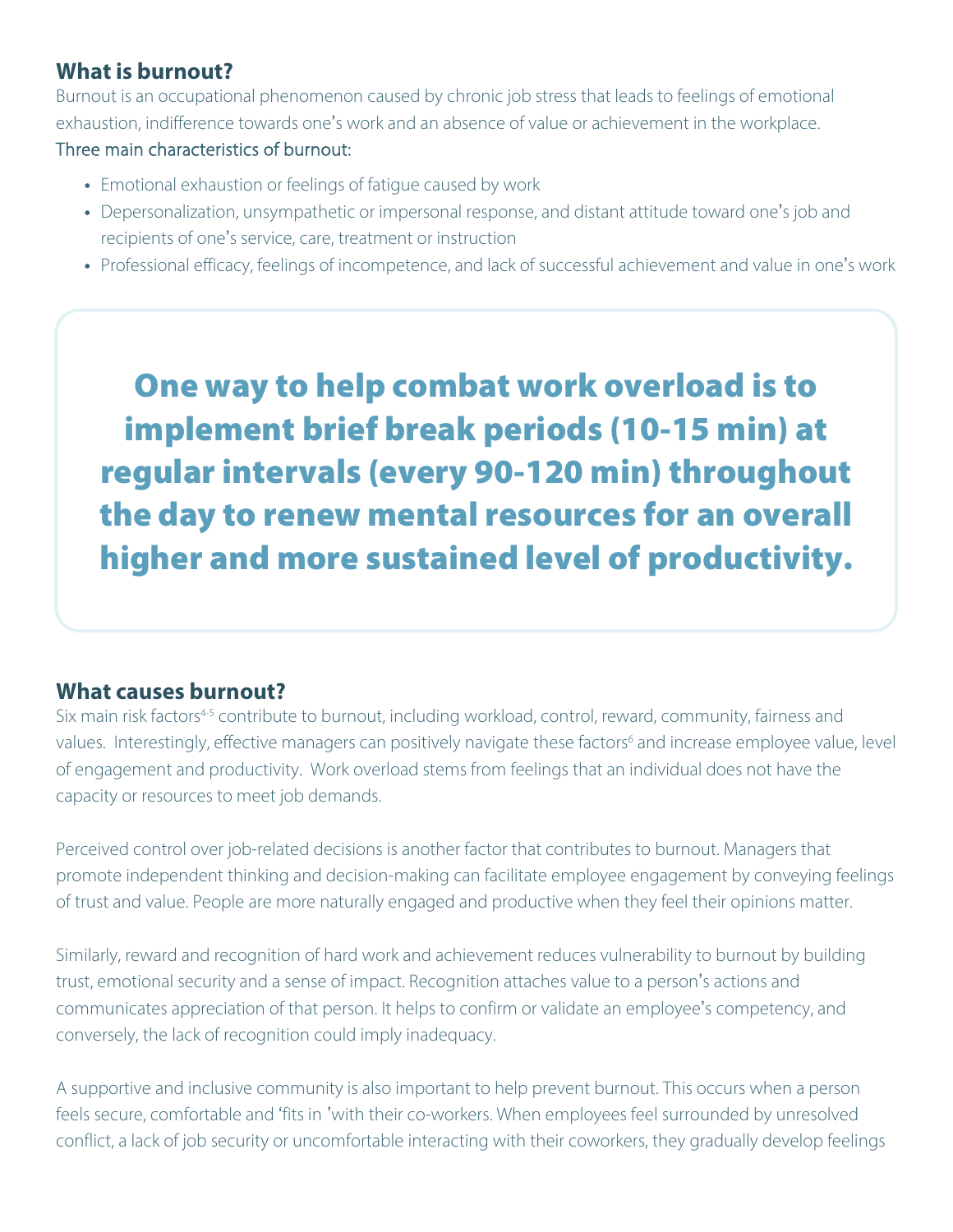## What is burnout?

Burnout is an occupational phenomenon caused by chronic job stress that leads to feelings of emotional exhaustion, indifference towards one's work and an absence of value or achievement in the workplace.

Three main characteristics of burnout:

- Emotional exhaustion or feelings of fatigue caused by work
- Depersonalization, unsympathetic or impersonal response, and distant attitude toward one's job and recipients of one's service, care, treatment or instruction
- Professional efficacy, feelings of incompetence, and lack of successful achievement and value in one's work

> **One way to help combat work overload is to implement brief break periods (10-15 min) at regular intervals (every 90-120 min) throughout the day to renew mental resources for an overall higher and more sustained level of productivity.**

## What causes burnout?

Six main risk factors[4-5] contribute to burnout, including workload, control, reward, community, fairness and values. Interestingly, effective managers can positively navigate these factors[6] and increase employee value, level of engagement and productivity. Work overload stems from feelings that an individual does not have the capacity or resources to meet job demands.

Perceived control over job-related decisions is another factor that contributes to burnout. Managers that promote independent thinking and decision-making can facilitate employee engagement by conveying feelings of trust and value. People are more naturally engaged and productive when they feel their opinions matter.

Similarly, reward and recognition of hard work and achievement reduces vulnerability to burnout by building trust, emotional security and a sense of impact. Recognition attaches value to a person's actions and communicates appreciation of that person. It helps to confirm or validate an employee's competency, and conversely, the lack of recognition could imply inadequacy.

A supportive and inclusive community is also important to help prevent burnout. This occurs when a person feels secure, comfortable and 'fits in 'with their co-workers. When employees feel surrounded by unresolved conflict, a lack of job security or uncomfortable interacting with their coworkers, they gradually develop feelings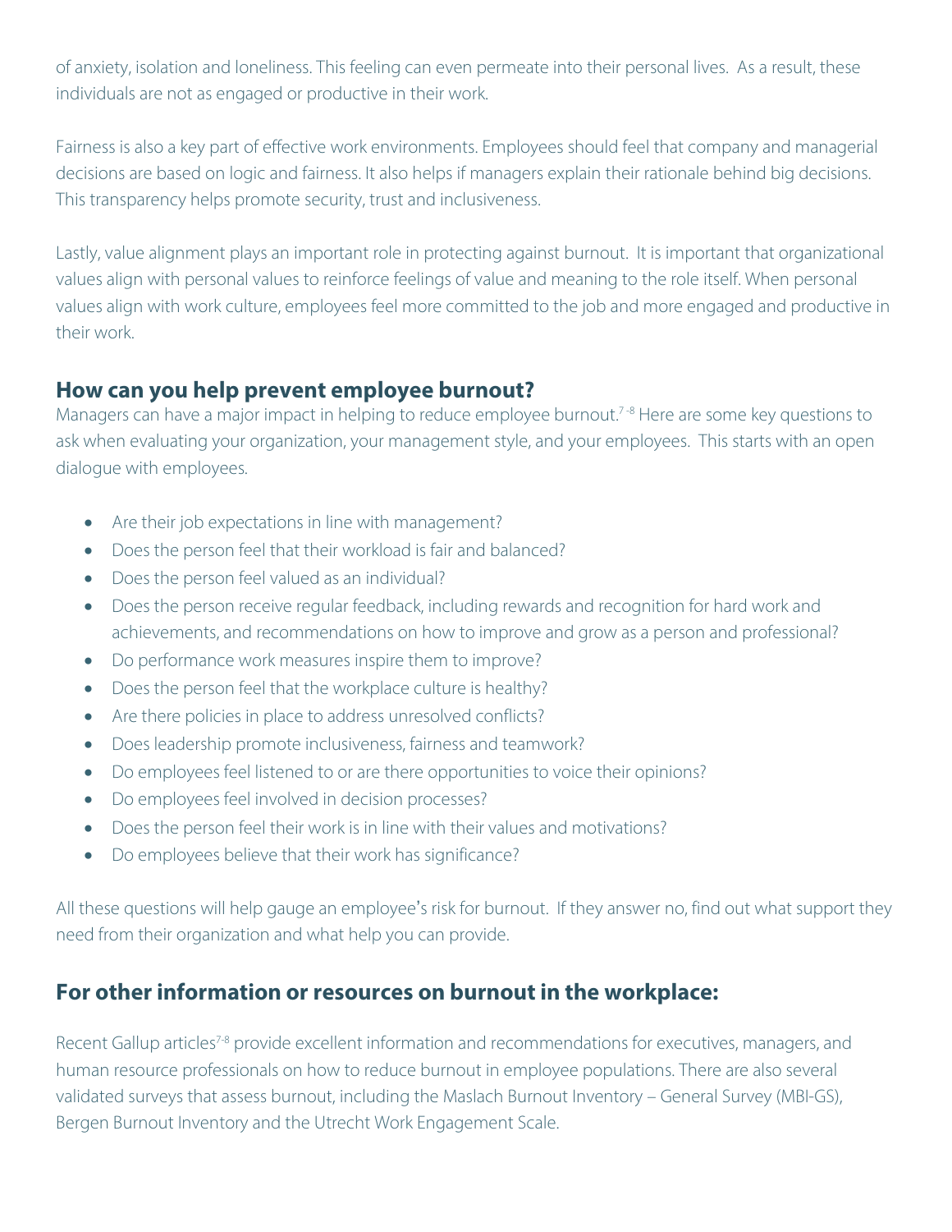of anxiety, isolation and loneliness. This feeling can even permeate into their personal lives. As a result, these individuals are not as engaged or productive in their work.

Fairness is also a key part of effective work environments. Employees should feel that company and managerial decisions are based on logic and fairness. It also helps if managers explain their rationale behind big decisions. This transparency helps promote security, trust and inclusiveness.

Lastly, value alignment plays an important role in protecting against burnout. It is important that organizational values align with personal values to reinforce feelings of value and meaning to the role itself. When personal values align with work culture, employees feel more committed to the job and more engaged and productive in their work.

## How can you help prevent employee burnout?

Managers can have a major impact in helping to reduce employee burnout.[7-8] Here are some key questions to ask when evaluating your organization, your management style, and your employees. This starts with an open dialogue with employees.

- Are their job expectations in line with management?
- Does the person feel that their workload is fair and balanced?
- Does the person feel valued as an individual?
- Does the person receive regular feedback, including rewards and recognition for hard work and achievements, and recommendations on how to improve and grow as a person and professional?
- Do performance work measures inspire them to improve?
- Does the person feel that the workplace culture is healthy?
- Are there policies in place to address unresolved conflicts?
- Does leadership promote inclusiveness, fairness and teamwork?
- Do employees feel listened to or are there opportunities to voice their opinions?
- Do employees feel involved in decision processes?
- Does the person feel their work is in line with their values and motivations?
- Do employees believe that their work has significance?

All these questions will help gauge an employee's risk for burnout. If they answer no, find out what support they need from their organization and what help you can provide.

## For other information or resources on burnout in the workplace:

Recent Gallup articles[7-8] provide excellent information and recommendations for executives, managers, and human resource professionals on how to reduce burnout in employee populations. There are also several validated surveys that assess burnout, including the Maslach Burnout Inventory – General Survey (MBI-GS), Bergen Burnout Inventory and the Utrecht Work Engagement Scale.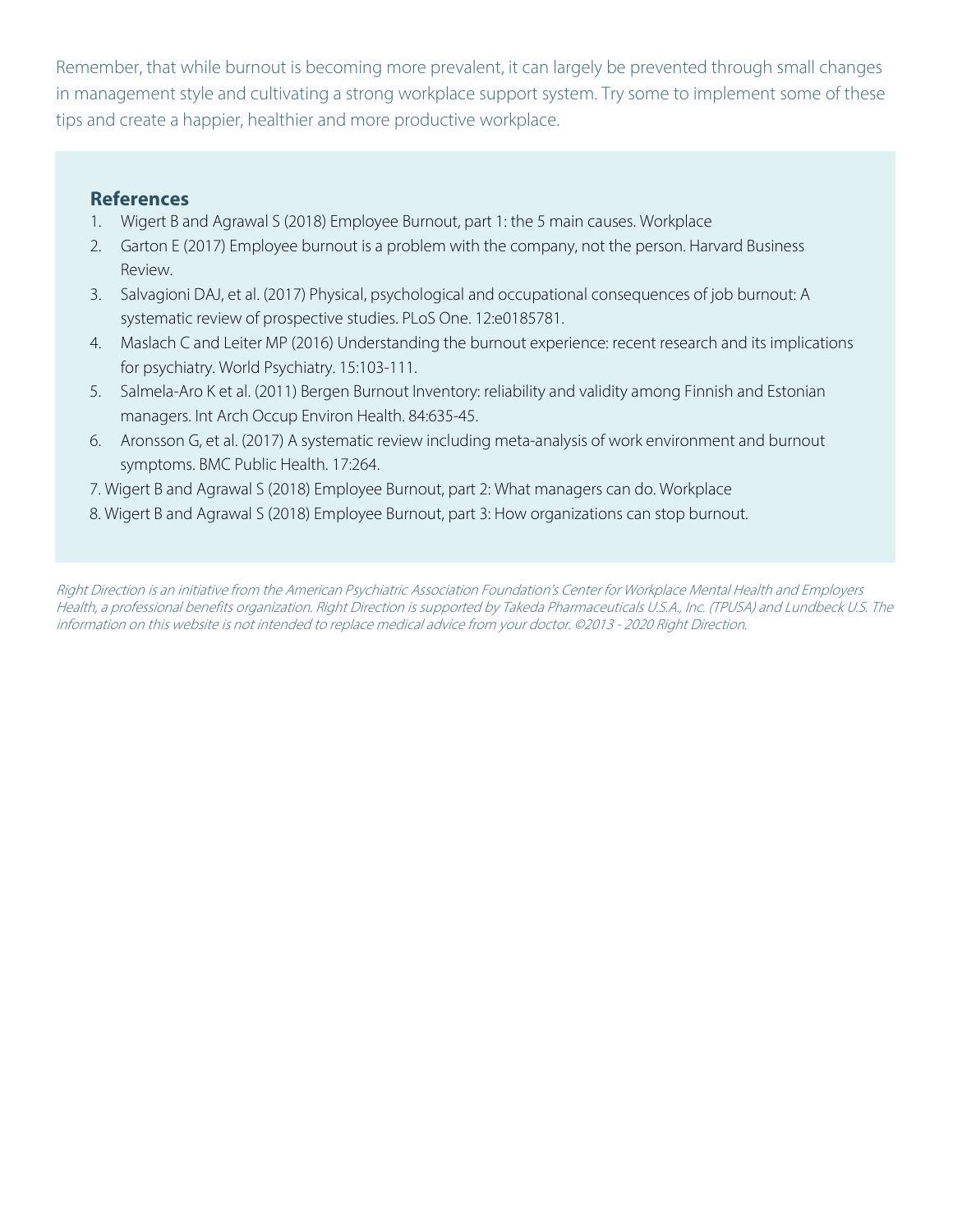Remember, that while burnout is becoming more prevalent, it can largely be prevented through small changes in management style and cultivating a strong workplace support system. Try some to implement some of these tips and create a happier, healthier and more productive workplace.

## References

1. Wigert B and Agrawal S (2018) Employee Burnout, part 1: the 5 main causes. Workplace
2. Garton E (2017) Employee burnout is a problem with the company, not the person. Harvard Business Review.
3. Salvagioni DAJ, et al. (2017) Physical, psychological and occupational consequences of job burnout: A systematic review of prospective studies. PLoS One. 12:e0185781.
4. Maslach C and Leiter MP (2016) Understanding the burnout experience: recent research and its implications for psychiatry. World Psychiatry. 15:103-111.
5. Salmela-Aro K et al. (2011) Bergen Burnout Inventory: reliability and validity among Finnish and Estonian managers. Int Arch Occup Environ Health. 84:635-45.
6. Aronsson G, et al. (2017) A systematic review including meta-analysis of work environment and burnout symptoms. BMC Public Health. 17:264.
7. Wigert B and Agrawal S (2018) Employee Burnout, part 2: What managers can do. Workplace
8. Wigert B and Agrawal S (2018) Employee Burnout, part 3: How organizations can stop burnout.

*Right Direction is an initiative from the American Psychiatric Association Foundation's Center for Workplace Mental Health and Employers Health, a professional benefits organization. Right Direction is supported by Takeda Pharmaceuticals U.S.A., Inc. (TPUSA) and Lundbeck U.S. The information on this website is not intended to replace medical advice from your doctor. ©2013 - 2020 Right Direction.*